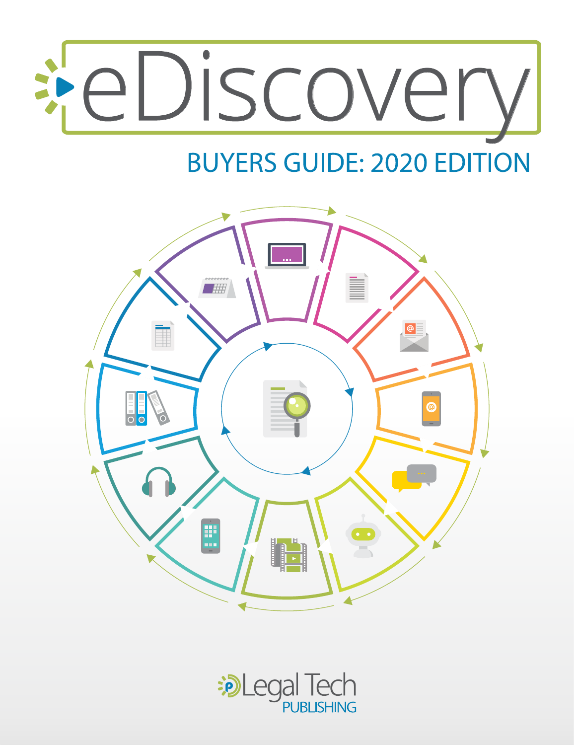# eDiscovery

## BUYERS GUIDE: 2020 EDITION

Legal Tech PUBLISHING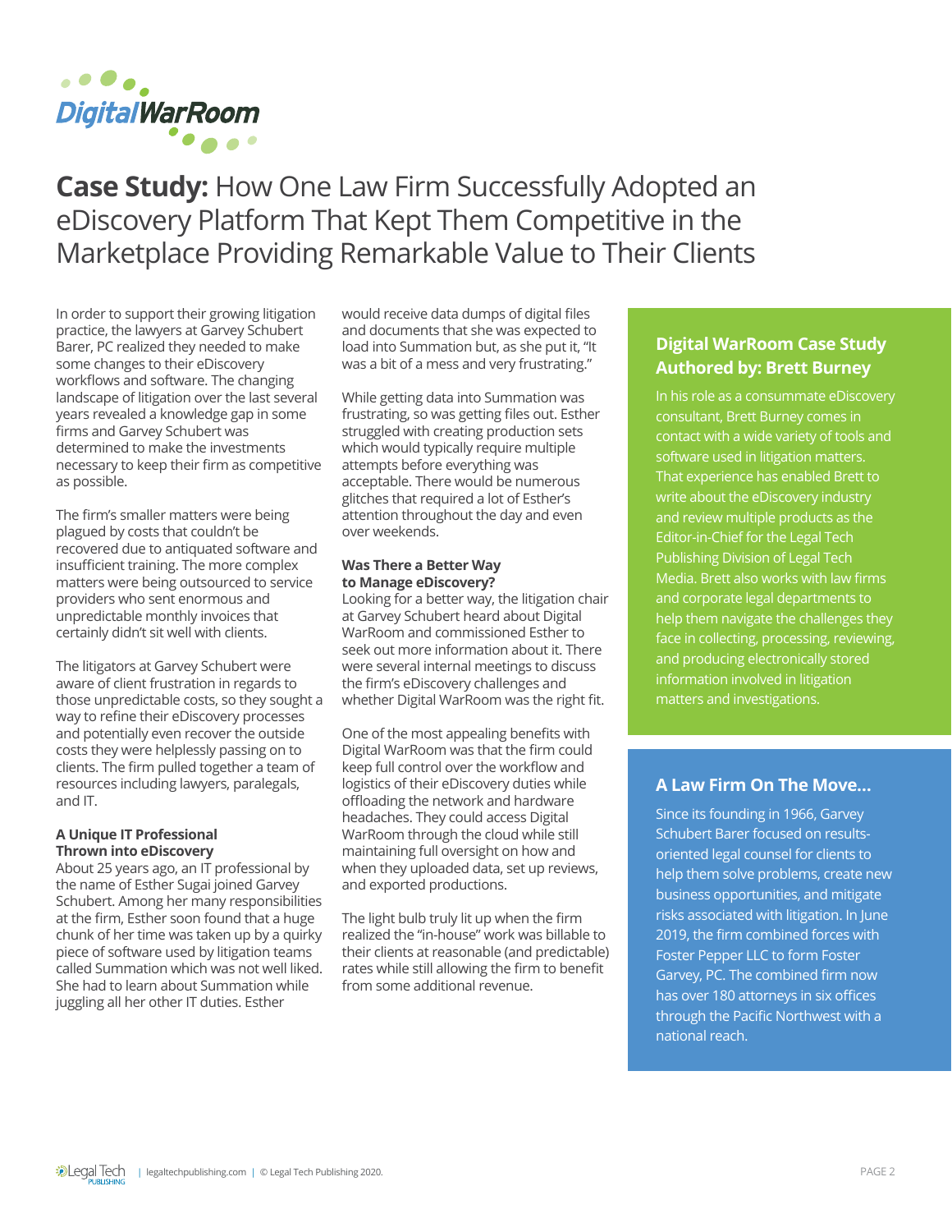DigitalWarRoom

# Case Study: How One Law Firm Successfully Adopted an eDiscovery Platform That Kept Them Competitive in the Marketplace Providing Remarkable Value to Their Clients

In order to support their growing litigation practice, the lawyers at Garvey Schubert Barer, PC realized they needed to make some changes to their eDiscovery workflows and software. The changing landscape of litigation over the last several years revealed a knowledge gap in some firms and Garvey Schubert was determined to make the investments necessary to keep their firm as competitive as possible.

The firm's smaller matters were being plagued by costs that couldn't be recovered due to antiquated software and insufficient training. The more complex matters were being outsourced to service providers who sent enormous and unpredictable monthly invoices that certainly didn't sit well with clients.

The litigators at Garvey Schubert were aware of client frustration in regards to those unpredictable costs, so they sought a way to refine their eDiscovery processes and potentially even recover the outside costs they were helplessly passing on to clients. The firm pulled together a team of resources including lawyers, paralegals, and IT.

### A Unique IT Professional Thrown into eDiscovery

About 25 years ago, an IT professional by the name of Esther Sugai joined Garvey Schubert. Among her many responsibilities at the firm, Esther soon found that a huge chunk of her time was taken up by a quirky piece of software used by litigation teams called Summation which was not well liked. She had to learn about Summation while juggling all her other IT duties. Esther would receive data dumps of digital files and documents that she was expected to load into Summation but, as she put it, "It was a bit of a mess and very frustrating."

While getting data into Summation was frustrating, so was getting files out. Esther struggled with creating production sets which would typically require multiple attempts before everything was acceptable. There would be numerous glitches that required a lot of Esther's attention throughout the day and even over weekends.

### Was There a Better Way to Manage eDiscovery?

Looking for a better way, the litigation chair at Garvey Schubert heard about Digital WarRoom and commissioned Esther to seek out more information about it. There were several internal meetings to discuss the firm's eDiscovery challenges and whether Digital WarRoom was the right fit.

One of the most appealing benefits with Digital WarRoom was that the firm could keep full control over the workflow and logistics of their eDiscovery duties while offloading the network and hardware headaches. They could access Digital WarRoom through the cloud while still maintaining full oversight on how and when they uploaded data, set up reviews, and exported productions.

The light bulb truly lit up when the firm realized the "in-house" work was billable to their clients at reasonable (and predictable) rates while still allowing the firm to benefit from some additional revenue.

### Digital WarRoom Case Study Authored by: Brett Burney

In his role as a consummate eDiscovery consultant, Brett Burney comes in contact with a wide variety of tools and software used in litigation matters. That experience has enabled Brett to write about the eDiscovery industry and review multiple products as the Editor-in-Chief for the Legal Tech Publishing Division of Legal Tech Media. Brett also works with law firms and corporate legal departments to help them navigate the challenges they face in collecting, processing, reviewing, and producing electronically stored information involved in litigation matters and investigations.

### A Law Firm On The Move...

Since its founding in 1966, Garvey Schubert Barer focused on results-oriented legal counsel for clients to help them solve problems, create new business opportunities, and mitigate risks associated with litigation. In June 2019, the firm combined forces with Foster Pepper LLC to form Foster Garvey, PC. The combined firm now has over 180 attorneys in six offices through the Pacific Northwest with a national reach.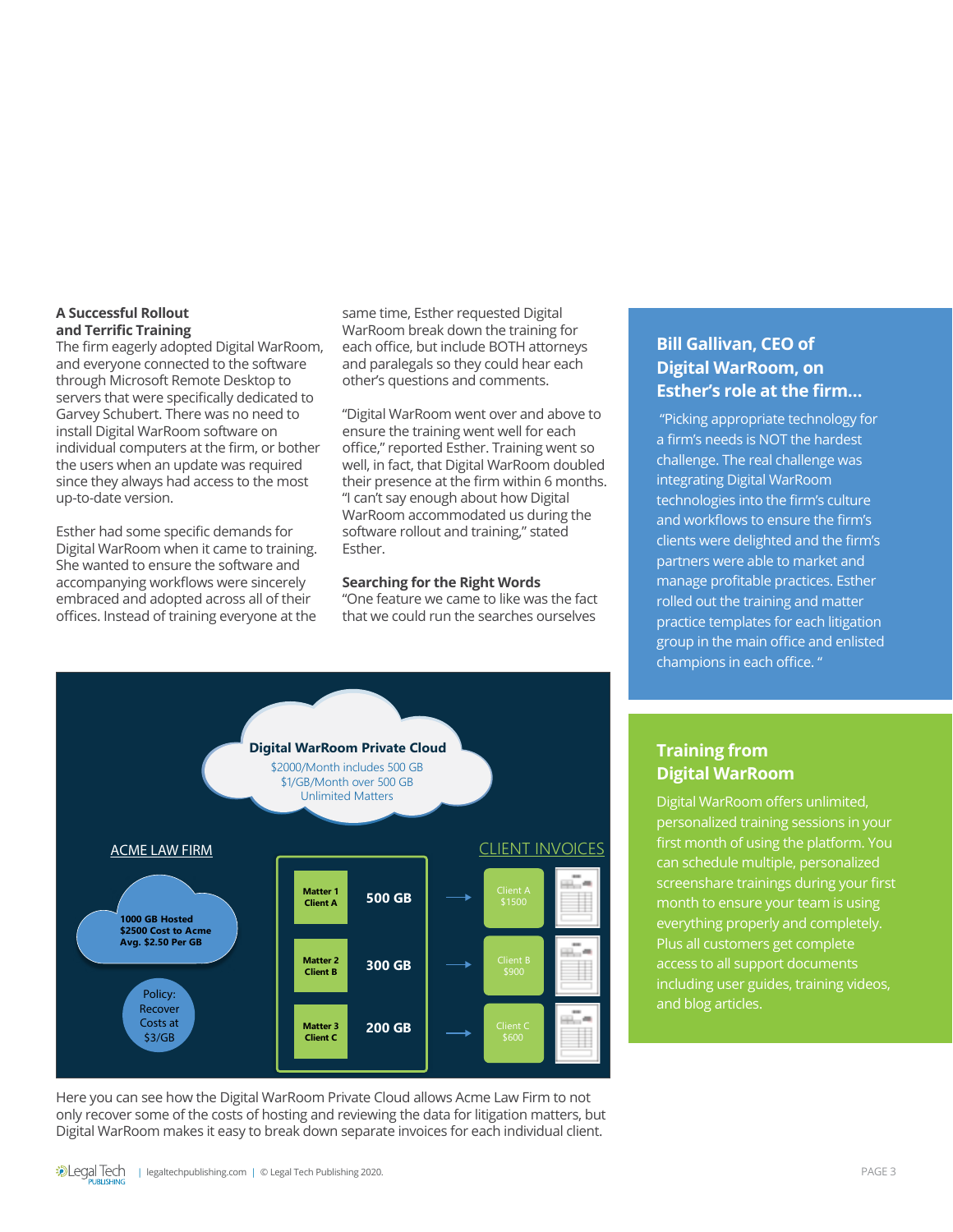### A Successful Rollout and Terrific Training

The firm eagerly adopted Digital WarRoom, and everyone connected to the software through Microsoft Remote Desktop to servers that were specifically dedicated to Garvey Schubert. There was no need to install Digital WarRoom software on individual computers at the firm, or bother the users when an update was required since they always had access to the most up-to-date version.

Esther had some specific demands for Digital WarRoom when it came to training. She wanted to ensure the software and accompanying workflows were sincerely embraced and adopted across all of their offices. Instead of training everyone at the same time, Esther requested Digital WarRoom break down the training for each office, but include BOTH attorneys and paralegals so they could hear each other's questions and comments.

"Digital WarRoom went over and above to ensure the training went well for each office," reported Esther. Training went so well, in fact, that Digital WarRoom doubled their presence at the firm within 6 months. "I can't say enough about how Digital WarRoom accommodated us during the software rollout and training," stated Esther.

### Searching for the Right Words

"One feature we came to like was the fact that we could run the searches ourselves

**Digital WarRoom Private Cloud**
$2000/Month includes 500 GB
$1/GB/Month over 500 GB
Unlimited Matters

ACME LAW FIRM

1000 GB Hosted
$2500 Cost to Acme
Avg. $2.50 Per GB

Policy: Recover Costs at $3/GB

CLIENT INVOICES

| Matter | Size | Invoice |
|---|---|---|
| Matter 1 Client A | 500 GB | Client A $1500 |
| Matter 2 Client B | 300 GB | Client B $900 |
| Matter 3 Client C | 200 GB | Client C $600 |

Here you can see how the Digital WarRoom Private Cloud allows Acme Law Firm to not only recover some of the costs of hosting and reviewing the data for litigation matters, but Digital WarRoom makes it easy to break down separate invoices for each individual client.

### Bill Gallivan, CEO of Digital WarRoom, on Esther's role at the firm...

"Picking appropriate technology for a firm's needs is NOT the hardest challenge. The real challenge was integrating Digital WarRoom technologies into the firm's culture and workflows to ensure the firm's clients were delighted and the firm's partners were able to market and manage profitable practices. Esther rolled out the training and matter practice templates for each litigation group in the main office and enlisted champions in each office. "

### Training from Digital WarRoom

Digital WarRoom offers unlimited, personalized training sessions in your first month of using the platform. You can schedule multiple, personalized screenshare trainings during your first month to ensure your team is using everything properly and completely. Plus all customers get complete access to all support documents including user guides, training videos, and blog articles.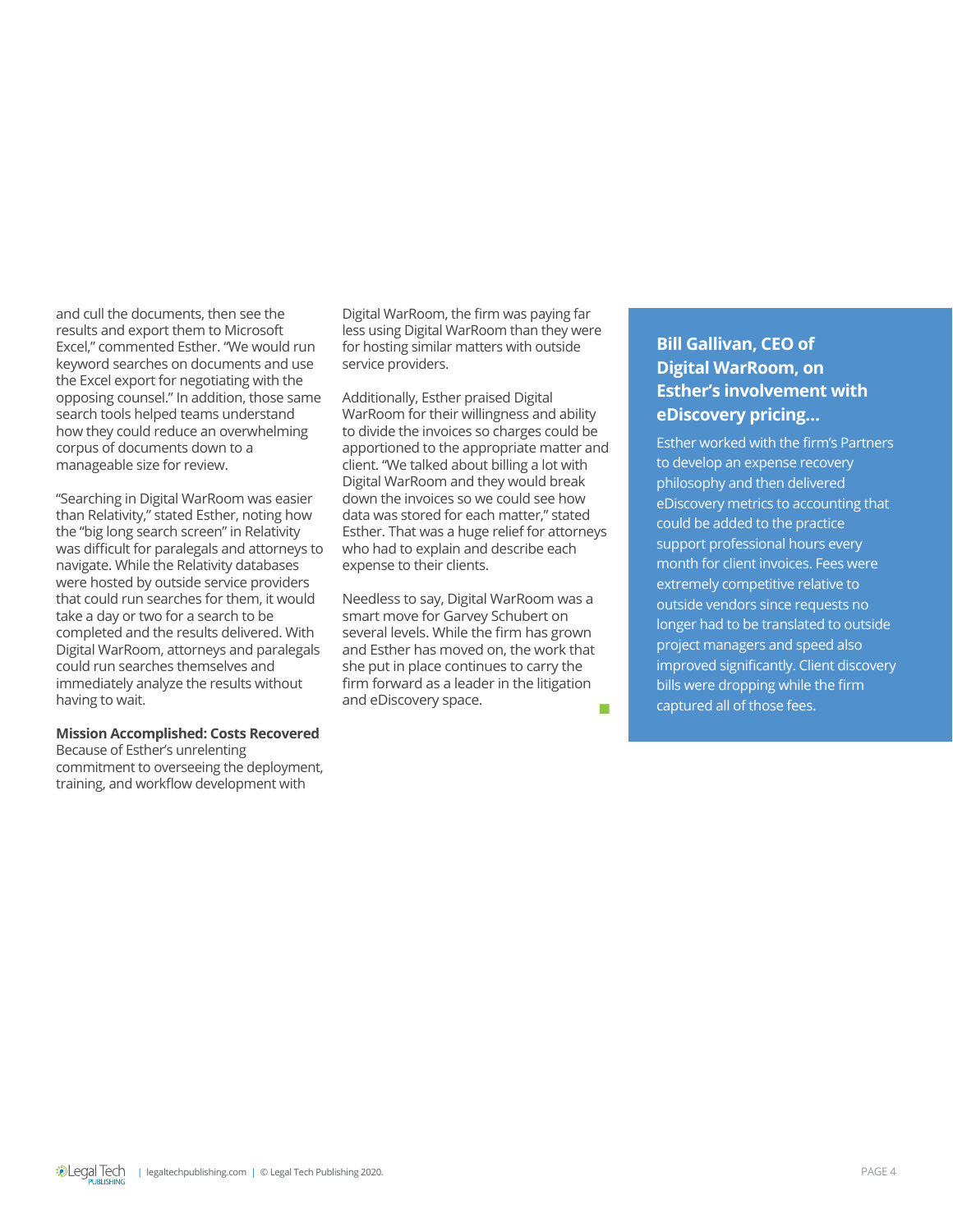and cull the documents, then see the results and export them to Microsoft Excel," commented Esther. "We would run keyword searches on documents and use the Excel export for negotiating with the opposing counsel." In addition, those same search tools helped teams understand how they could reduce an overwhelming corpus of documents down to a manageable size for review.

"Searching in Digital WarRoom was easier than Relativity," stated Esther, noting how the "big long search screen" in Relativity was difficult for paralegals and attorneys to navigate. While the Relativity databases were hosted by outside service providers that could run searches for them, it would take a day or two for a search to be completed and the results delivered. With Digital WarRoom, attorneys and paralegals could run searches themselves and immediately analyze the results without having to wait.

**Mission Accomplished: Costs Recovered**
Because of Esther's unrelenting commitment to overseeing the deployment, training, and workflow development with Digital WarRoom, the firm was paying far less using Digital WarRoom than they were for hosting similar matters with outside service providers.

Additionally, Esther praised Digital WarRoom for their willingness and ability to divide the invoices so charges could be apportioned to the appropriate matter and client. "We talked about billing a lot with Digital WarRoom and they would break down the invoices so we could see how data was stored for each matter," stated Esther. That was a huge relief for attorneys who had to explain and describe each expense to their clients.

Needless to say, Digital WarRoom was a smart move for Garvey Schubert on several levels. While the firm has grown and Esther has moved on, the work that she put in place continues to carry the firm forward as a leader in the litigation and eDiscovery space.

### Bill Gallivan, CEO of Digital WarRoom, on Esther's involvement with eDiscovery pricing...

Esther worked with the firm's Partners to develop an expense recovery philosophy and then delivered eDiscovery metrics to accounting that could be added to the practice support professional hours every month for client invoices. Fees were extremely competitive relative to outside vendors since requests no longer had to be translated to outside project managers and speed also improved significantly. Client discovery bills were dropping while the firm captured all of those fees.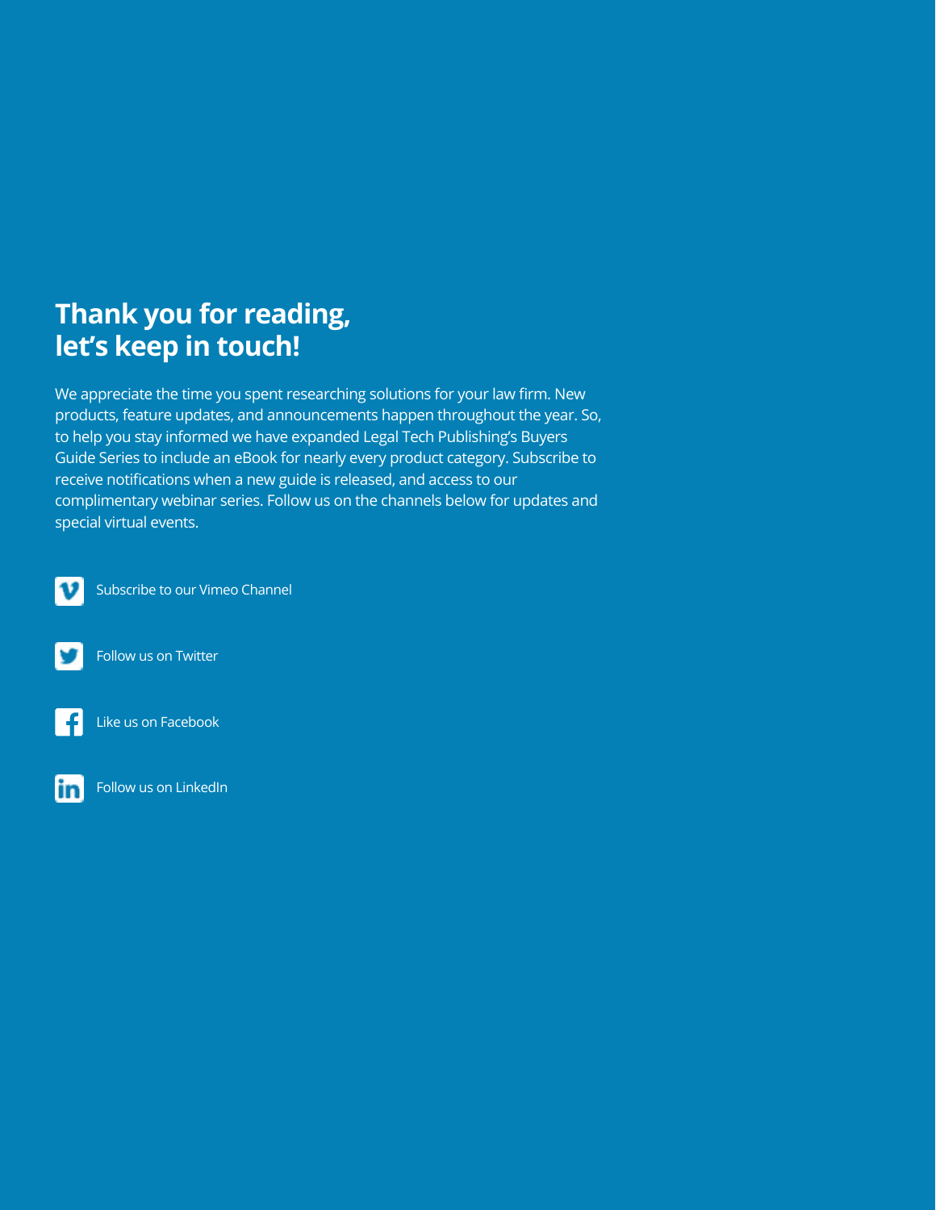# Thank you for reading, let's keep in touch!

We appreciate the time you spent researching solutions for your law firm. New products, feature updates, and announcements happen throughout the year. So, to help you stay informed we have expanded Legal Tech Publishing's Buyers Guide Series to include an eBook for nearly every product category. Subscribe to receive notifications when a new guide is released, and access to our complimentary webinar series. Follow us on the channels below for updates and special virtual events.

- Subscribe to our Vimeo Channel
- Follow us on Twitter
- Like us on Facebook
- Follow us on LinkedIn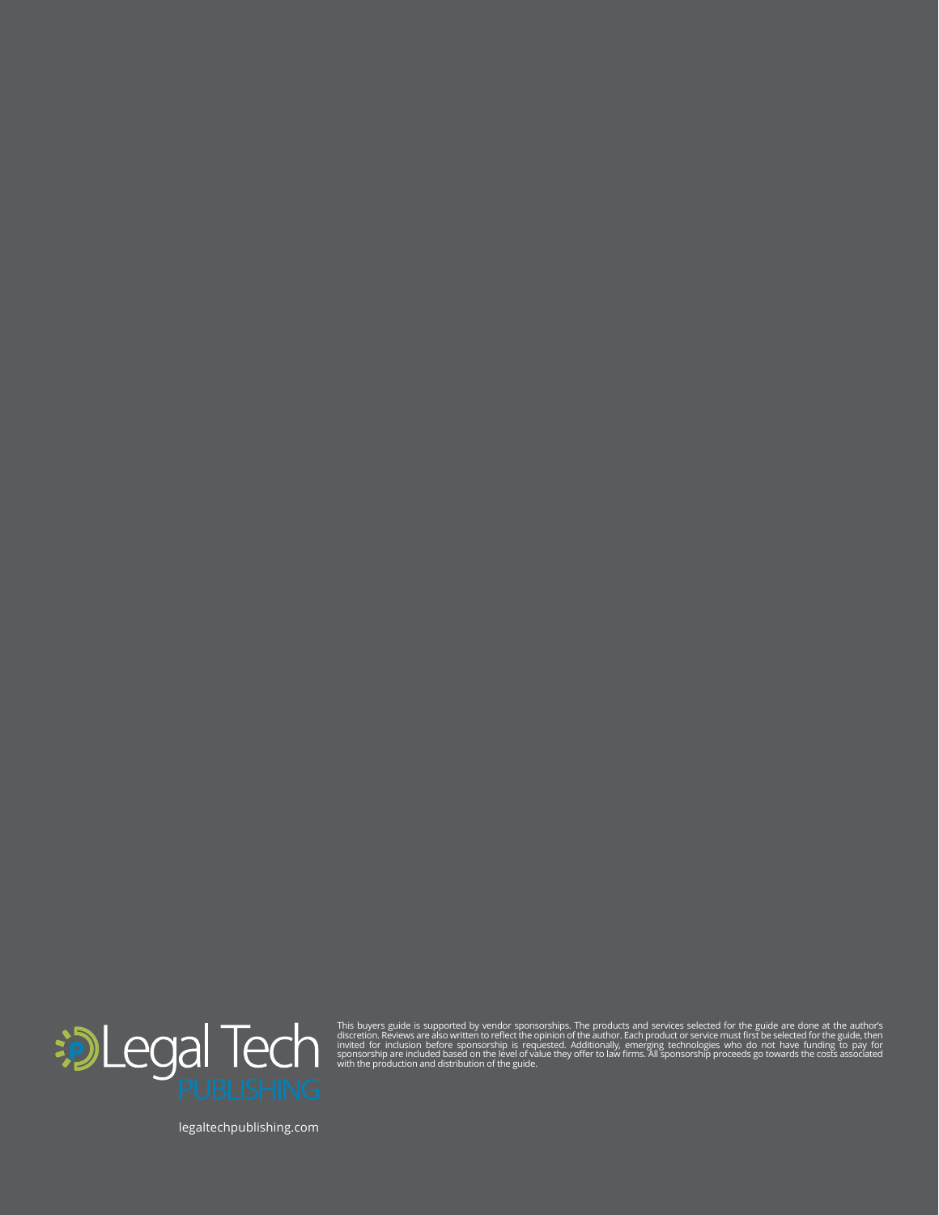Legal Tech PUBLISHING

This buyers guide is supported by vendor sponsorships. The products and services selected for the guide are done at the author's discretion. Reviews are also written to reflect the opinion of the author. Each product or service must first be selected for the guide, then invited for inclusion before sponsorship is requested. Additionally, emerging technologies who do not have funding to pay for sponsorship are included based on the level of value they offer to law firms. All sponsorship proceeds go towards the costs associated with the production and distribution of the guide.

legaltechpublishing.com